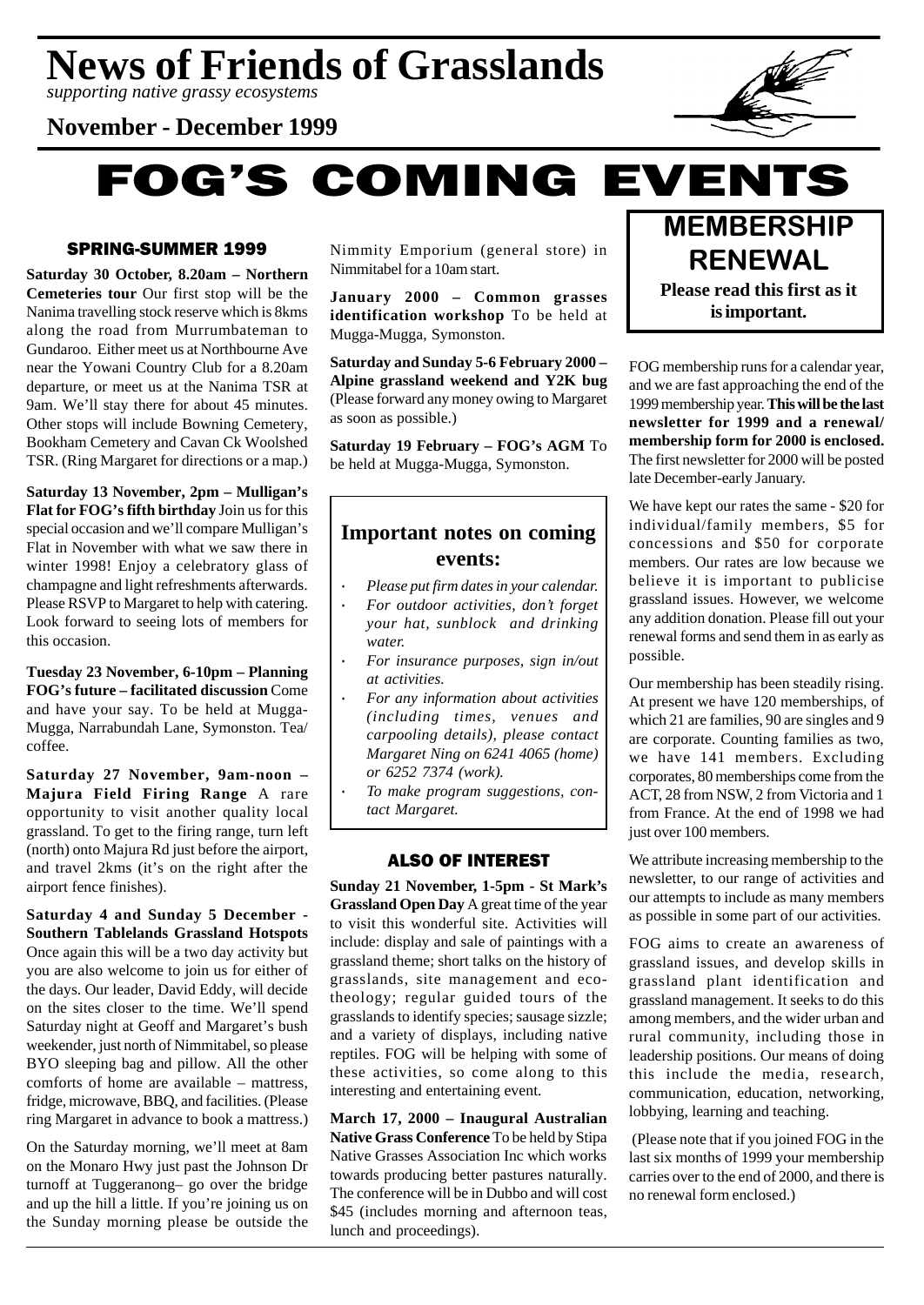# News of Friends of Grasslands

*supporting native grassy ecosystems*

**November - December 1999**

# FOG'S COMING EVENTS

## SPRING-SUMMER 1999

**Saturday 30 October, 8.20am – Northern Cemeteries tour** Our first stop will be the Nanima travelling stock reserve which is 8kms along the road from Murrumbateman to Gundaroo. Either meet us at Northbourne Ave near the Yowani Country Club for a 8.20am departure, or meet us at the Nanima TSR at 9am. We'll stay there for about 45 minutes. Other stops will include Bowning Cemetery, Bookham Cemetery and Cavan Ck Woolshed TSR. (Ring Margaret for directions or a map.)

**Saturday 13 November, 2pm – Mulligan's Flat for FOG's fifth birthday** Join us for this special occasion and we'll compare Mulligan's Flat in November with what we saw there in winter 1998! Enjoy a celebratory glass of champagne and light refreshments afterwards. Please RSVP to Margaret to help with catering. Look forward to seeing lots of members for this occasion.

**Tuesday 23 November, 6-10pm – Planning FOG's future – facilitated discussion** Come and have your say. To be held at Mugga-Mugga, Narrabundah Lane, Symonston. Tea/coffee.

**Saturday 27 November, 9am-noon – Majura Field Firing Range** A rare opportunity to visit another quality local grassland. To get to the firing range, turn left (north) onto Majura Rd just before the airport, and travel 2kms (it's on the right after the airport fence finishes).

**Saturday 4 and Sunday 5 December - Southern Tablelands Grassland Hotspots** Once again this will be a two day activity but you are also welcome to join us for either of the days. Our leader, David Eddy, will decide on the sites closer to the time. We'll spend Saturday night at Geoff and Margaret's bush weekender, just north of Nimmitabel, so please BYO sleeping bag and pillow. All the other comforts of home are available – mattress, fridge, microwave, BBQ, and facilities. (Please ring Margaret in advance to book a mattress.)

On the Saturday morning, we'll meet at 8am on the Monaro Hwy just past the Johnson Dr turnoff at Tuggeranong– go over the bridge and up the hill a little. If you're joining us on the Sunday morning please be outside the Nimmity Emporium (general store) in Nimmitabel for a 10am start.

**January 2000 – Common grasses identification workshop** To be held at Mugga-Mugga, Symonston.

**Saturday and Sunday 5-6 February 2000 – Alpine grassland weekend and Y2K bug** (Please forward any money owing to Margaret as soon as possible.)

**Saturday 19 February – FOG's AGM** To be held at Mugga-Mugga, Symonston.

### Important notes on coming events:

- *Please put firm dates in your calendar.*
- *For outdoor activities, don't forget your hat, sunblock and drinking water.*
- *For insurance purposes, sign in/out at activities.*
- *For any information about activities (including times, venues and carpooling details), please contact Margaret Ning on 6241 4065 (home) or 6252 7374 (work).*
- *To make program suggestions, contact Margaret.*

## ALSO OF INTEREST

**Sunday 21 November, 1-5pm - St Mark's Grassland Open Day** A great time of the year to visit this wonderful site. Activities will include: display and sale of paintings with a grassland theme; short talks on the history of grasslands, site management and eco-theology; regular guided tours of the grasslands to identify species; sausage sizzle; and a variety of displays, including native reptiles. FOG will be helping with some of these activities, so come along to this interesting and entertaining event.

**March 17, 2000 – Inaugural Australian Native Grass Conference** To be held by Stipa Native Grasses Association Inc which works towards producing better pastures naturally. The conference will be in Dubbo and will cost \$45 (includes morning and afternoon teas, lunch and proceedings).

## MEMBERSHIP RENEWAL

**Please read this first as it is important.**

FOG membership runs for a calendar year, and we are fast approaching the end of the 1999 membership year. **This will be the last newsletter for 1999 and a renewal/membership form for 2000 is enclosed.** The first newsletter for 2000 will be posted late December-early January.

We have kept our rates the same - \$20 for individual/family members, \$5 for concessions and \$50 for corporate members. Our rates are low because we believe it is important to publicise grassland issues. However, we welcome any addition donation. Please fill out your renewal forms and send them in as early as possible.

Our membership has been steadily rising. At present we have 120 memberships, of which 21 are families, 90 are singles and 9 are corporate. Counting families as two, we have 141 members. Excluding corporates, 80 memberships come from the ACT, 28 from NSW, 2 from Victoria and 1 from France. At the end of 1998 we had just over 100 members.

We attribute increasing membership to the newsletter, to our range of activities and our attempts to include as many members as possible in some part of our activities.

FOG aims to create an awareness of grassland issues, and develop skills in grassland plant identification and grassland management. It seeks to do this among members, and the wider urban and rural community, including those in leadership positions. Our means of doing this include the media, research, communication, education, networking, lobbying, learning and teaching.

(Please note that if you joined FOG in the last six months of 1999 your membership carries over to the end of 2000, and there is no renewal form enclosed.)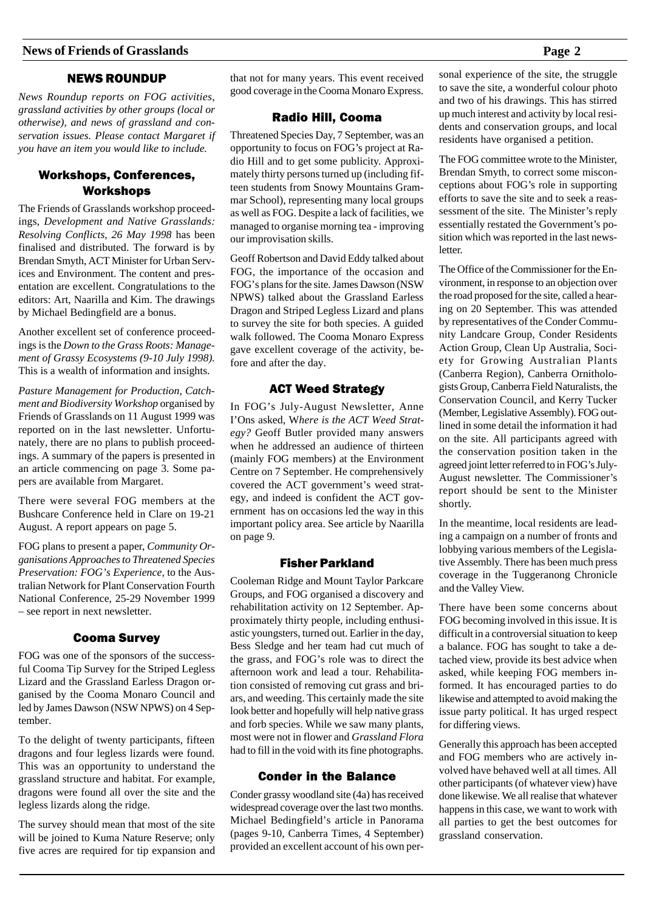## NEWS ROUNDUP

*News Roundup reports on FOG activities, grassland activities by other groups (local or otherwise), and news of grassland and conservation issues. Please contact Margaret if you have an item you would like to include.*

### Workshops, Conferences, Workshops

The Friends of Grasslands workshop proceedings, *Development and Native Grasslands: Resolving Conflicts, 26 May 1998* has been finalised and distributed. The forward is by Brendan Smyth, ACT Minister for Urban Services and Environment. The content and presentation are excellent. Congratulations to the editors: Art, Naarilla and Kim. The drawings by Michael Bedingfield are a bonus.

Another excellent set of conference proceedings is the *Down to the Grass Roots: Management of Grassy Ecosystems (9-10 July 1998).* This is a wealth of information and insights.

*Pasture Management for Production, Catchment and Biodiversity Workshop* organised by Friends of Grasslands on 11 August 1999 was reported on in the last newsletter. Unfortunately, there are no plans to publish proceedings. A summary of the papers is presented in an article commencing on page 3. Some papers are available from Margaret.

There were several FOG members at the Bushcare Conference held in Clare on 19-21 August. A report appears on page 5.

FOG plans to present a paper, *Community Organisations Approaches to Threatened Species Preservation: FOG's Experience*, to the Australian Network for Plant Conservation Fourth National Conference, 25-29 November 1999 – see report in next newsletter.

### Cooma Survey

FOG was one of the sponsors of the successful Cooma Tip Survey for the Striped Legless Lizard and the Grassland Earless Dragon organised by the Cooma Monaro Council and led by James Dawson (NSW NPWS) on 4 September.

To the delight of twenty participants, fifteen dragons and four legless lizards were found. This was an opportunity to understand the grassland structure and habitat. For example, dragons were found all over the site and the legless lizards along the ridge.

The survey should mean that most of the site will be joined to Kuma Nature Reserve; only five acres are required for tip expansion and that not for many years. This event received good coverage in the Cooma Monaro Express.

### Radio Hill, Cooma

Threatened Species Day, 7 September, was an opportunity to focus on FOG's project at Radio Hill and to get some publicity. Approximately thirty persons turned up (including fifteen students from Snowy Mountains Grammar School), representing many local groups as well as FOG. Despite a lack of facilities, we managed to organise morning tea - improving our improvisation skills.

Geoff Robertson and David Eddy talked about FOG, the importance of the occasion and FOG's plans for the site. James Dawson (NSW NPWS) talked about the Grassland Earless Dragon and Striped Legless Lizard and plans to survey the site for both species. A guided walk followed. The Cooma Monaro Express gave excellent coverage of the activity, before and after the day.

### ACT Weed Strategy

In FOG's July-August Newsletter, Anne I'Ons asked, W*here is the ACT Weed Strategy?* Geoff Butler provided many answers when he addressed an audience of thirteen (mainly FOG members) at the Environment Centre on 7 September. He comprehensively covered the ACT government's weed strategy, and indeed is confident the ACT government has on occasions led the way in this important policy area. See article by Naarilla on page 9.

### Fisher Parkland

Cooleman Ridge and Mount Taylor Parkcare Groups, and FOG organised a discovery and rehabilitation activity on 12 September. Approximately thirty people, including enthusiastic youngsters, turned out. Earlier in the day, Bess Sledge and her team had cut much of the grass, and FOG's role was to direct the afternoon work and lead a tour. Rehabilitation consisted of removing cut grass and briars, and weeding. This certainly made the site look better and hopefully will help native grass and forb species. While we saw many plants, most were not in flower and *Grassland Flora* had to fill in the void with its fine photographs.

### Conder in the Balance

Conder grassy woodland site (4a) has received widespread coverage over the last two months. Michael Bedingfield's article in Panorama (pages 9-10, Canberra Times, 4 September) provided an excellent account of his own personal experience of the site, the struggle to save the site, a wonderful colour photo and two of his drawings. This has stirred up much interest and activity by local residents and conservation groups, and local residents have organised a petition.

The FOG committee wrote to the Minister, Brendan Smyth, to correct some misconceptions about FOG's role in supporting efforts to save the site and to seek a reassessment of the site. The Minister's reply essentially restated the Government's position which was reported in the last newsletter.

The Office of the Commissioner for the Environment, in response to an objection over the road proposed for the site, called a hearing on 20 September. This was attended by representatives of the Conder Community Landcare Group, Conder Residents Action Group, Clean Up Australia, Society for Growing Australian Plants (Canberra Region), Canberra Ornithologists Group, Canberra Field Naturalists, the Conservation Council, and Kerry Tucker (Member, Legislative Assembly). FOG outlined in some detail the information it had on the site. All participants agreed with the conservation position taken in the agreed joint letter referred to in FOG's July-August newsletter. The Commissioner's report should be sent to the Minister shortly.

In the meantime, local residents are leading a campaign on a number of fronts and lobbying various members of the Legislative Assembly. There has been much press coverage in the Tuggeranong Chronicle and the Valley View.

There have been some concerns about FOG becoming involved in this issue. It is difficult in a controversial situation to keep a balance. FOG has sought to take a detached view, provide its best advice when asked, while keeping FOG members informed. It has encouraged parties to do likewise and attempted to avoid making the issue party political. It has urged respect for differing views.

Generally this approach has been accepted and FOG members who are actively involved have behaved well at all times. All other participants (of whatever view) have done likewise. We all realise that whatever happens in this case, we want to work with all parties to get the best outcomes for grassland conservation.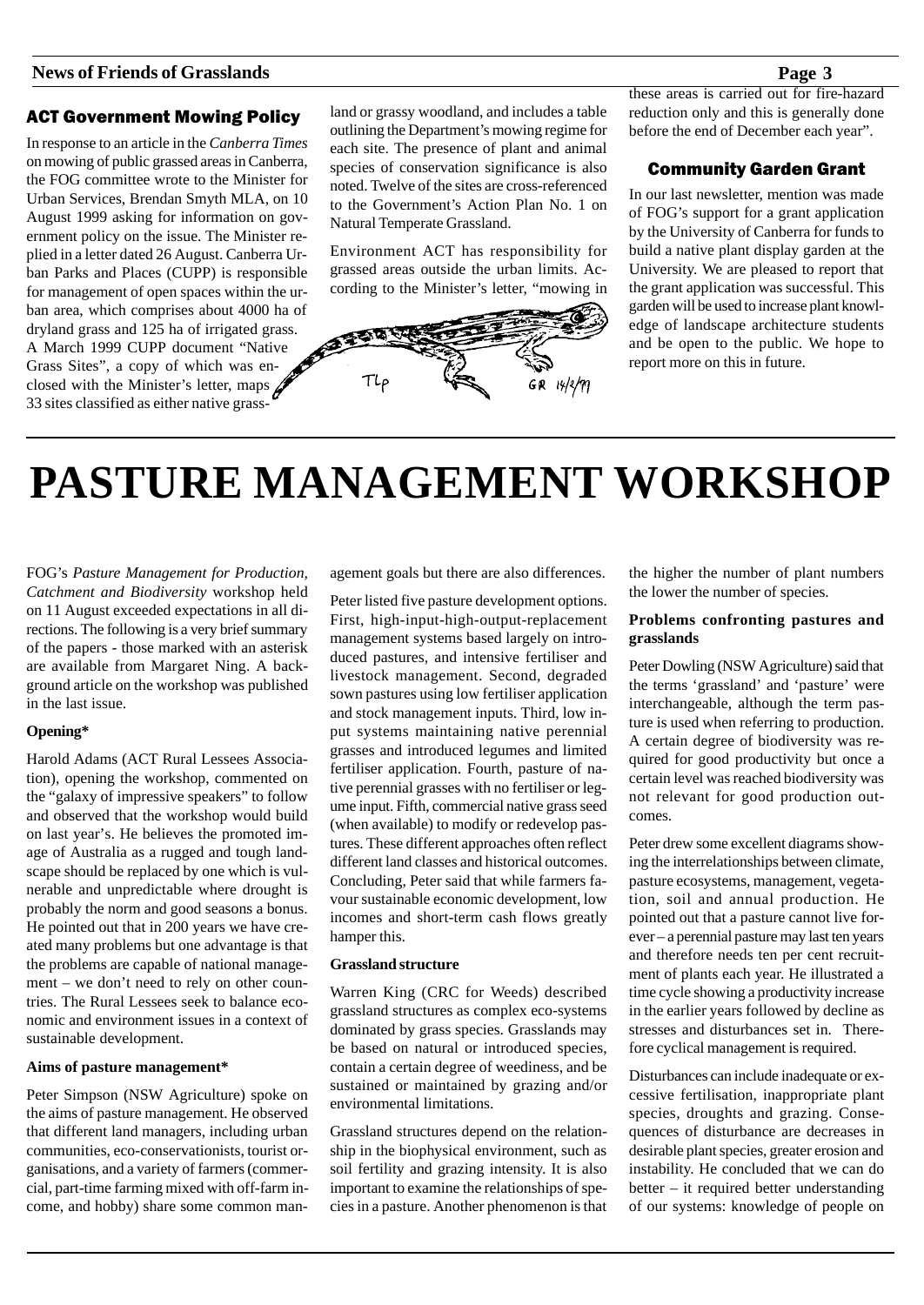## ACT Government Mowing Policy

In response to an article in the *Canberra Times* on mowing of public grassed areas in Canberra, the FOG committee wrote to the Minister for Urban Services, Brendan Smyth MLA, on 10 August 1999 asking for information on government policy on the issue. The Minister replied in a letter dated 26 August. Canberra Urban Parks and Places (CUPP) is responsible for management of open spaces within the urban area, which comprises about 4000 ha of dryland grass and 125 ha of irrigated grass. A March 1999 CUPP document "Native Grass Sites", a copy of which was enclosed with the Minister's letter, maps 33 sites classified as either native grassland or grassy woodland, and includes a table outlining the Department's mowing regime for each site. The presence of plant and animal species of conservation significance is also noted. Twelve of the sites are cross-referenced to the Government's Action Plan No. 1 on Natural Temperate Grassland.

Environment ACT has responsibility for grassed areas outside the urban limits. According to the Minister's letter, "mowing in these areas is carried out for fire-hazard reduction only and this is generally done before the end of December each year".

## Community Garden Grant

In our last newsletter, mention was made of FOG's support for a grant application by the University of Canberra for funds to build a native plant display garden at the University. We are pleased to report that the grant application was successful. This garden will be used to increase plant knowledge of landscape architecture students and be open to the public. We hope to report more on this in future.

# PASTURE MANAGEMENT WORKSHOP

FOG's *Pasture Management for Production, Catchment and Biodiversity* workshop held on 11 August exceeded expectations in all directions. The following is a very brief summary of the papers - those marked with an asterisk are available from Margaret Ning. A background article on the workshop was published in the last issue.

### Opening*

Harold Adams (ACT Rural Lessees Association), opening the workshop, commented on the "galaxy of impressive speakers" to follow and observed that the workshop would build on last year's. He believes the promoted image of Australia as a rugged and tough landscape should be replaced by one which is vulnerable and unpredictable where drought is probably the norm and good seasons a bonus. He pointed out that in 200 years we have created many problems but one advantage is that the problems are capable of national management – we don't need to rely on other countries. The Rural Lessees seek to balance economic and environment issues in a context of sustainable development.

### Aims of pasture management*

Peter Simpson (NSW Agriculture) spoke on the aims of pasture management. He observed that different land managers, including urban communities, eco-conservationists, tourist organisations, and a variety of farmers (commercial, part-time farming mixed with off-farm income, and hobby) share some common management goals but there are also differences.

Peter listed five pasture development options. First, high-input-high-output-replacement management systems based largely on introduced pastures, and intensive fertiliser and livestock management. Second, degraded sown pastures using low fertiliser application and stock management inputs. Third, low input systems maintaining native perennial grasses and introduced legumes and limited fertiliser application. Fourth, pasture of native perennial grasses with no fertiliser or legume input. Fifth, commercial native grass seed (when available) to modify or redevelop pastures. These different approaches often reflect different land classes and historical outcomes. Concluding, Peter said that while farmers favour sustainable economic development, low incomes and short-term cash flows greatly hamper this.

### Grassland structure

Warren King (CRC for Weeds) described grassland structures as complex eco-systems dominated by grass species. Grasslands may be based on natural or introduced species, contain a certain degree of weediness, and be sustained or maintained by grazing and/or environmental limitations.

Grassland structures depend on the relationship in the biophysical environment, such as soil fertility and grazing intensity. It is also important to examine the relationships of species in a pasture. Another phenomenon is that the higher the number of plant numbers the lower the number of species.

### Problems confronting pastures and grasslands

Peter Dowling (NSW Agriculture) said that the terms 'grassland' and 'pasture' were interchangeable, although the term pasture is used when referring to production. A certain degree of biodiversity was required for good productivity but once a certain level was reached biodiversity was not relevant for good production outcomes.

Peter drew some excellent diagrams showing the interrelationships between climate, pasture ecosystems, management, vegetation, soil and annual production. He pointed out that a pasture cannot live forever – a perennial pasture may last ten years and therefore needs ten per cent recruitment of plants each year. He illustrated a time cycle showing a productivity increase in the earlier years followed by decline as stresses and disturbances set in. Therefore cyclical management is required.

Disturbances can include inadequate or excessive fertilisation, inappropriate plant species, droughts and grazing. Consequences of disturbance are decreases in desirable plant species, greater erosion and instability. He concluded that we can do better – it required better understanding of our systems: knowledge of people on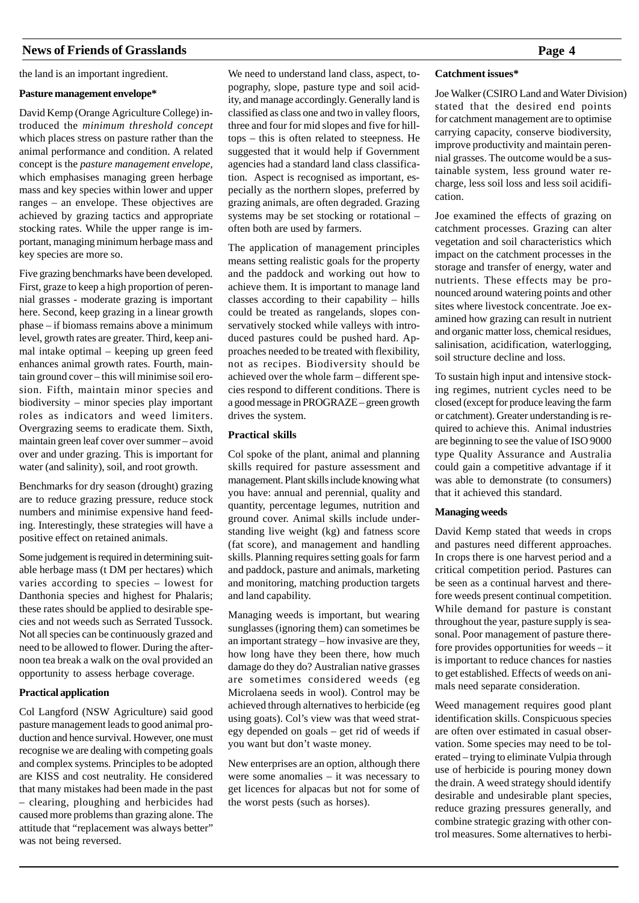the land is an important ingredient.

**Pasture management envelope***

David Kemp (Orange Agriculture College) introduced the *minimum threshold concept* which places stress on pasture rather than the animal performance and condition. A related concept is the *pasture management envelope*, which emphasises managing green herbage mass and key species within lower and upper ranges – an envelope. These objectives are achieved by grazing tactics and appropriate stocking rates. While the upper range is important, managing minimum herbage mass and key species are more so.

Five grazing benchmarks have been developed. First, graze to keep a high proportion of perennial grasses - moderate grazing is important here. Second, keep grazing in a linear growth phase – if biomass remains above a minimum level, growth rates are greater. Third, keep animal intake optimal – keeping up green feed enhances animal growth rates. Fourth, maintain ground cover – this will minimise soil erosion. Fifth, maintain minor species and biodiversity – minor species play important roles as indicators and weed limiters. Overgrazing seems to eradicate them. Sixth, maintain green leaf cover over summer – avoid over and under grazing. This is important for water (and salinity), soil, and root growth.

Benchmarks for dry season (drought) grazing are to reduce grazing pressure, reduce stock numbers and minimise expensive hand feeding. Interestingly, these strategies will have a positive effect on retained animals.

Some judgement is required in determining suitable herbage mass (t DM per hectares) which varies according to species – lowest for Danthonia species and highest for Phalaris; these rates should be applied to desirable species and not weeds such as Serrated Tussock. Not all species can be continuously grazed and need to be allowed to flower. During the afternoon tea break a walk on the oval provided an opportunity to assess herbage coverage.

**Practical application**

Col Langford (NSW Agriculture) said good pasture management leads to good animal production and hence survival. However, one must recognise we are dealing with competing goals and complex systems. Principles to be adopted are KISS and cost neutrality. He considered that many mistakes had been made in the past – clearing, ploughing and herbicides had caused more problems than grazing alone. The attitude that "replacement was always better" was not being reversed.

We need to understand land class, aspect, topography, slope, pasture type and soil acidity, and manage accordingly. Generally land is classified as class one and two in valley floors, three and four for mid slopes and five for hilltops – this is often related to steepness. He suggested that it would help if Government agencies had a standard land class classification. Aspect is recognised as important, especially as the northern slopes, preferred by grazing animals, are often degraded. Grazing systems may be set stocking or rotational – often both are used by farmers.

The application of management principles means setting realistic goals for the property and the paddock and working out how to achieve them. It is important to manage land classes according to their capability – hills could be treated as rangelands, slopes conservatively stocked while valleys with introduced pastures could be pushed hard. Approaches needed to be treated with flexibility, not as recipes. Biodiversity should be achieved over the whole farm – different species respond to different conditions. There is a good message in PROGRAZE – green growth drives the system.

**Practical skills**

Col spoke of the plant, animal and planning skills required for pasture assessment and management. Plant skills include knowing what you have: annual and perennial, quality and quantity, percentage legumes, nutrition and ground cover. Animal skills include understanding live weight (kg) and fatness score (fat score), and management and handling skills. Planning requires setting goals for farm and paddock, pasture and animals, marketing and monitoring, matching production targets and land capability.

Managing weeds is important, but wearing sunglasses (ignoring them) can sometimes be an important strategy – how invasive are they, how long have they been there, how much damage do they do? Australian native grasses are sometimes considered weeds (eg Microlaena seeds in wool). Control may be achieved through alternatives to herbicide (eg using goats). Col's view was that weed strategy depended on goals – get rid of weeds if you want but don't waste money.

New enterprises are an option, although there were some anomalies – it was necessary to get licences for alpacas but not for some of the worst pests (such as horses).

**Catchment issues***

Joe Walker (CSIRO Land and Water Division) stated that the desired end points for catchment management are to optimise carrying capacity, conserve biodiversity, improve productivity and maintain perennial grasses. The outcome would be a sustainable system, less ground water recharge, less soil loss and less soil acidification.

Joe examined the effects of grazing on catchment processes. Grazing can alter vegetation and soil characteristics which impact on the catchment processes in the storage and transfer of energy, water and nutrients. These effects may be pronounced around watering points and other sites where livestock concentrate. Joe examined how grazing can result in nutrient and organic matter loss, chemical residues, salinisation, acidification, waterlogging, soil structure decline and loss.

To sustain high input and intensive stocking regimes, nutrient cycles need to be closed (except for produce leaving the farm or catchment). Greater understanding is required to achieve this. Animal industries are beginning to see the value of ISO 9000 type Quality Assurance and Australia could gain a competitive advantage if it was able to demonstrate (to consumers) that it achieved this standard.

**Managing weeds**

David Kemp stated that weeds in crops and pastures need different approaches. In crops there is one harvest period and a critical competition period. Pastures can be seen as a continual harvest and therefore weeds present continual competition. While demand for pasture is constant throughout the year, pasture supply is seasonal. Poor management of pasture therefore provides opportunities for weeds – it is important to reduce chances for nasties to get established. Effects of weeds on animals need separate consideration.

Weed management requires good plant identification skills. Conspicuous species are often over estimated in casual observation. Some species may need to be tolerated – trying to eliminate Vulpia through use of herbicide is pouring money down the drain. A weed strategy should identify desirable and undesirable plant species, reduce grazing pressures generally, and combine strategic grazing with other control measures. Some alternatives to herbi-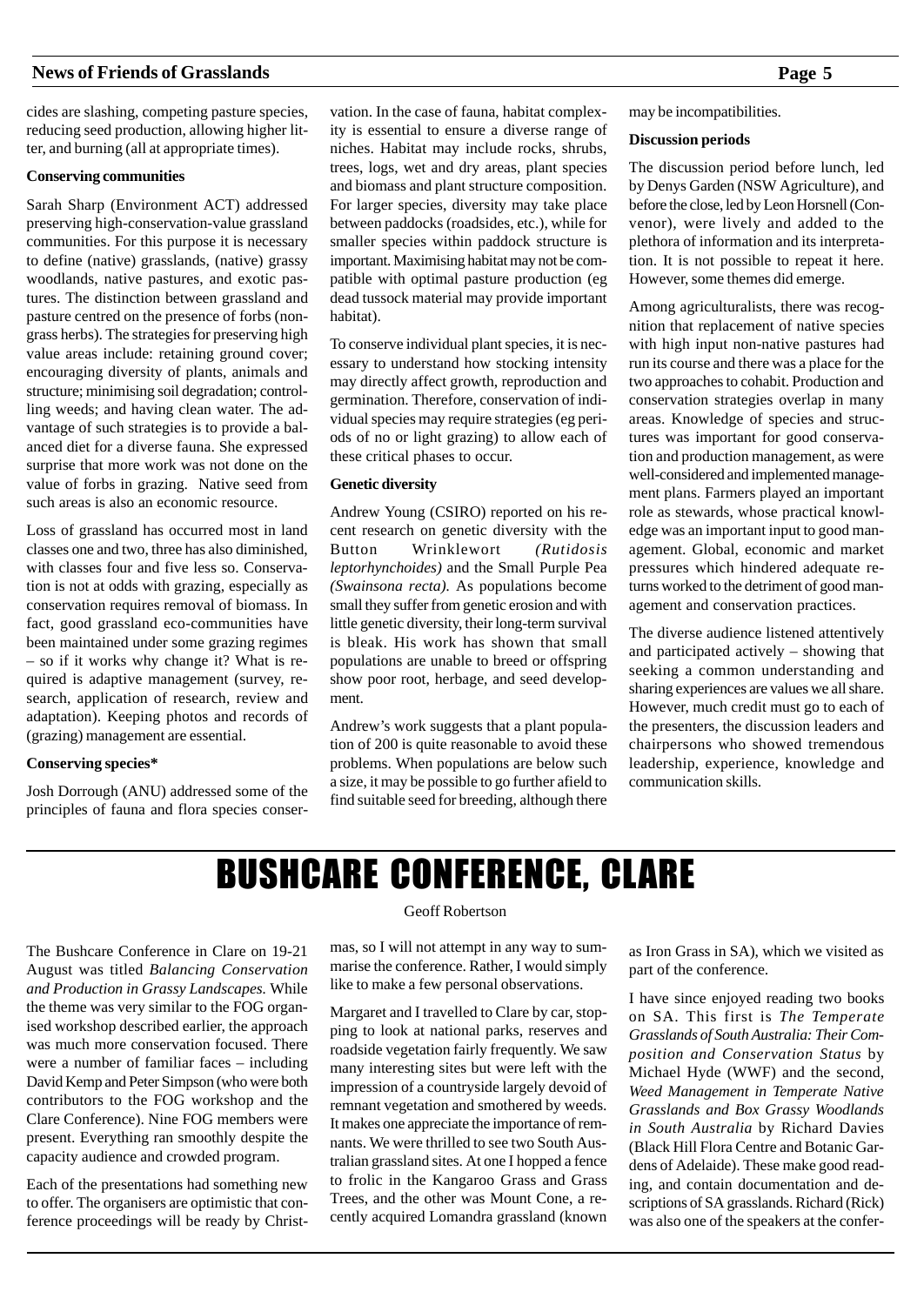cides are slashing, competing pasture species, reducing seed production, allowing higher litter, and burning (all at appropriate times).

**Conserving communities**

Sarah Sharp (Environment ACT) addressed preserving high-conservation-value grassland communities. For this purpose it is necessary to define (native) grasslands, (native) grassy woodlands, native pastures, and exotic pastures. The distinction between grassland and pasture centred on the presence of forbs (non-grass herbs). The strategies for preserving high value areas include: retaining ground cover; encouraging diversity of plants, animals and structure; minimising soil degradation; controlling weeds; and having clean water. The advantage of such strategies is to provide a balanced diet for a diverse fauna. She expressed surprise that more work was not done on the value of forbs in grazing. Native seed from such areas is also an economic resource.

Loss of grassland has occurred most in land classes one and two, three has also diminished, with classes four and five less so. Conservation is not at odds with grazing, especially as conservation requires removal of biomass. In fact, good grassland eco-communities have been maintained under some grazing regimes – so if it works why change it? What is required is adaptive management (survey, research, application of research, review and adaptation). Keeping photos and records of (grazing) management are essential.

**Conserving species***

Josh Dorrough (ANU) addressed some of the principles of fauna and flora species conservation. In the case of fauna, habitat complexity is essential to ensure a diverse range of niches. Habitat may include rocks, shrubs, trees, logs, wet and dry areas, plant species and biomass and plant structure composition. For larger species, diversity may take place between paddocks (roadsides, etc.), while for smaller species within paddock structure is important. Maximising habitat may not be compatible with optimal pasture production (eg dead tussock material may provide important habitat).

To conserve individual plant species, it is necessary to understand how stocking intensity may directly affect growth, reproduction and germination. Therefore, conservation of individual species may require strategies (eg periods of no or light grazing) to allow each of these critical phases to occur.

**Genetic diversity**

Andrew Young (CSIRO) reported on his recent research on genetic diversity with the Button Wrinklewort *(Rutidosis leptorhynchoides)* and the Small Purple Pea *(Swainsona recta)*. As populations become small they suffer from genetic erosion and with little genetic diversity, their long-term survival is bleak. His work has shown that small populations are unable to breed or offspring show poor root, herbage, and seed development.

Andrew's work suggests that a plant population of 200 is quite reasonable to avoid these problems. When populations are below such a size, it may be possible to go further afield to find suitable seed for breeding, although there may be incompatibilities.

**Discussion periods**

The discussion period before lunch, led by Denys Garden (NSW Agriculture), and before the close, led by Leon Horsnell (Convenor), were lively and added to the plethora of information and its interpretation. It is not possible to repeat it here. However, some themes did emerge.

Among agriculturalists, there was recognition that replacement of native species with high input non-native pastures had run its course and there was a place for the two approaches to cohabit. Production and conservation strategies overlap in many areas. Knowledge of species and structures was important for good conservation and production management, as were well-considered and implemented management plans. Farmers played an important role as stewards, whose practical knowledge was an important input to good management. Global, economic and market pressures which hindered adequate returns worked to the detriment of good management and conservation practices.

The diverse audience listened attentively and participated actively – showing that seeking a common understanding and sharing experiences are values we all share. However, much credit must go to each of the presenters, the discussion leaders and chairpersons who showed tremendous leadership, experience, knowledge and communication skills.

# BUSHCARE CONFERENCE, CLARE

Geoff Robertson

The Bushcare Conference in Clare on 19-21 August was titled *Balancing Conservation and Production in Grassy Landscapes.* While the theme was very similar to the FOG organised workshop described earlier, the approach was much more conservation focused. There were a number of familiar faces – including David Kemp and Peter Simpson (who were both contributors to the FOG workshop and the Clare Conference). Nine FOG members were present. Everything ran smoothly despite the capacity audience and crowded program.

Each of the presentations had something new to offer. The organisers are optimistic that conference proceedings will be ready by Christmas, so I will not attempt in any way to summarise the conference. Rather, I would simply like to make a few personal observations.

Margaret and I travelled to Clare by car, stopping to look at national parks, reserves and roadside vegetation fairly frequently. We saw many interesting sites but were left with the impression of a countryside largely devoid of remnant vegetation and smothered by weeds. It makes one appreciate the importance of remnants. We were thrilled to see two South Australian grassland sites. At one I hopped a fence to frolic in the Kangaroo Grass and Grass Trees, and the other was Mount Cone, a recently acquired Lomandra grassland (known as Iron Grass in SA), which we visited as part of the conference.

I have since enjoyed reading two books on SA. This first is *The Temperate Grasslands of South Australia: Their Composition and Conservation Status* by Michael Hyde (WWF) and the second, *Weed Management in Temperate Native Grasslands and Box Grassy Woodlands in South Australia* by Richard Davies (Black Hill Flora Centre and Botanic Gardens of Adelaide). These make good reading, and contain documentation and descriptions of SA grasslands. Richard (Rick) was also one of the speakers at the confer-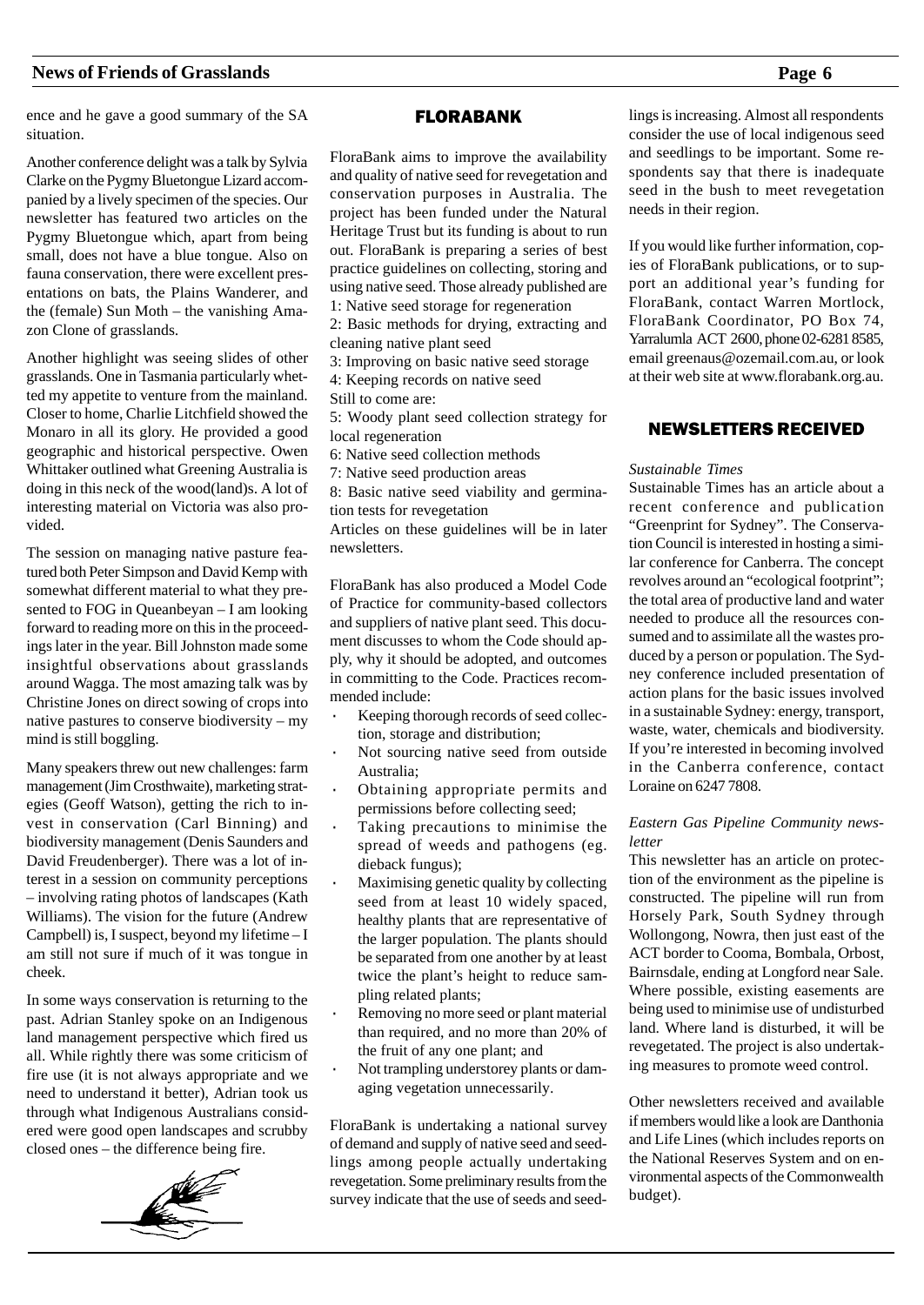ence and he gave a good summary of the SA situation.

Another conference delight was a talk by Sylvia Clarke on the Pygmy Bluetongue Lizard accompanied by a lively specimen of the species. Our newsletter has featured two articles on the Pygmy Bluetongue which, apart from being small, does not have a blue tongue. Also on fauna conservation, there were excellent presentations on bats, the Plains Wanderer, and the (female) Sun Moth – the vanishing Amazon Clone of grasslands.

Another highlight was seeing slides of other grasslands. One in Tasmania particularly whetted my appetite to venture from the mainland. Closer to home, Charlie Litchfield showed the Monaro in all its glory. He provided a good geographic and historical perspective. Owen Whittaker outlined what Greening Australia is doing in this neck of the wood(land)s. A lot of interesting material on Victoria was also provided.

The session on managing native pasture featured both Peter Simpson and David Kemp with somewhat different material to what they presented to FOG in Queanbeyan – I am looking forward to reading more on this in the proceedings later in the year. Bill Johnston made some insightful observations about grasslands around Wagga. The most amazing talk was by Christine Jones on direct sowing of crops into native pastures to conserve biodiversity – my mind is still boggling.

Many speakers threw out new challenges: farm management (Jim Crosthwaite), marketing strategies (Geoff Watson), getting the rich to invest in conservation (Carl Binning) and biodiversity management (Denis Saunders and David Freudenberger). There was a lot of interest in a session on community perceptions – involving rating photos of landscapes (Kath Williams). The vision for the future (Andrew Campbell) is, I suspect, beyond my lifetime – I am still not sure if much of it was tongue in cheek.

In some ways conservation is returning to the past. Adrian Stanley spoke on an Indigenous land management perspective which fired us all. While rightly there was some criticism of fire use (it is not always appropriate and we need to understand it better), Adrian took us through what Indigenous Australians considered were good open landscapes and scrubby closed ones – the difference being fire.

## FLORABANK

FloraBank aims to improve the availability and quality of native seed for revegetation and conservation purposes in Australia. The project has been funded under the Natural Heritage Trust but its funding is about to run out. FloraBank is preparing a series of best practice guidelines on collecting, storing and using native seed. Those already published are

1: Native seed storage for regeneration
2: Basic methods for drying, extracting and cleaning native plant seed
3: Improving on basic native seed storage
4: Keeping records on native seed

Still to come are:

5: Woody plant seed collection strategy for local regeneration
6: Native seed collection methods
7: Native seed production areas
8: Basic native seed viability and germination tests for revegetation

Articles on these guidelines will be in later newsletters.

FloraBank has also produced a Model Code of Practice for community-based collectors and suppliers of native plant seed. This document discusses to whom the Code should apply, why it should be adopted, and outcomes in committing to the Code. Practices recommended include:

- Keeping thorough records of seed collection, storage and distribution;
- Not sourcing native seed from outside Australia;
- Obtaining appropriate permits and permissions before collecting seed;
- Taking precautions to minimise the spread of weeds and pathogens (eg. dieback fungus);
- Maximising genetic quality by collecting seed from at least 10 widely spaced, healthy plants that are representative of the larger population. The plants should be separated from one another by at least twice the plant's height to reduce sampling related plants;
- Removing no more seed or plant material than required, and no more than 20% of the fruit of any one plant; and
- Not trampling understorey plants or damaging vegetation unnecessarily.

FloraBank is undertaking a national survey of demand and supply of native seed and seedlings among people actually undertaking revegetation. Some preliminary results from the survey indicate that the use of seeds and seedlings is increasing. Almost all respondents consider the use of local indigenous seed and seedlings to be important. Some respondents say that there is inadequate seed in the bush to meet revegetation needs in their region.

If you would like further information, copies of FloraBank publications, or to support an additional year's funding for FloraBank, contact Warren Mortlock, FloraBank Coordinator, PO Box 74, Yarralumla ACT 2600, phone 02-6281 8585, email greenaus@ozemail.com.au, or look at their web site at www.florabank.org.au.

## NEWSLETTERS RECEIVED

*Sustainable Times*

Sustainable Times has an article about a recent conference and publication "Greenprint for Sydney". The Conservation Council is interested in hosting a similar conference for Canberra. The concept revolves around an "ecological footprint"; the total area of productive land and water needed to produce all the resources consumed and to assimilate all the wastes produced by a person or population. The Sydney conference included presentation of action plans for the basic issues involved in a sustainable Sydney: energy, transport, waste, water, chemicals and biodiversity. If you're interested in becoming involved in the Canberra conference, contact Loraine on 6247 7808.

*Eastern Gas Pipeline Community newsletter*

This newsletter has an article on protection of the environment as the pipeline is constructed. The pipeline will run from Horsely Park, South Sydney through Wollongong, Nowra, then just east of the ACT border to Cooma, Bombala, Orbost, Bairnsdale, ending at Longford near Sale. Where possible, existing easements are being used to minimise use of undisturbed land. Where land is disturbed, it will be revegetated. The project is also undertaking measures to promote weed control.

Other newsletters received and available if members would like a look are Danthonia and Life Lines (which includes reports on the National Reserves System and on environmental aspects of the Commonwealth budget).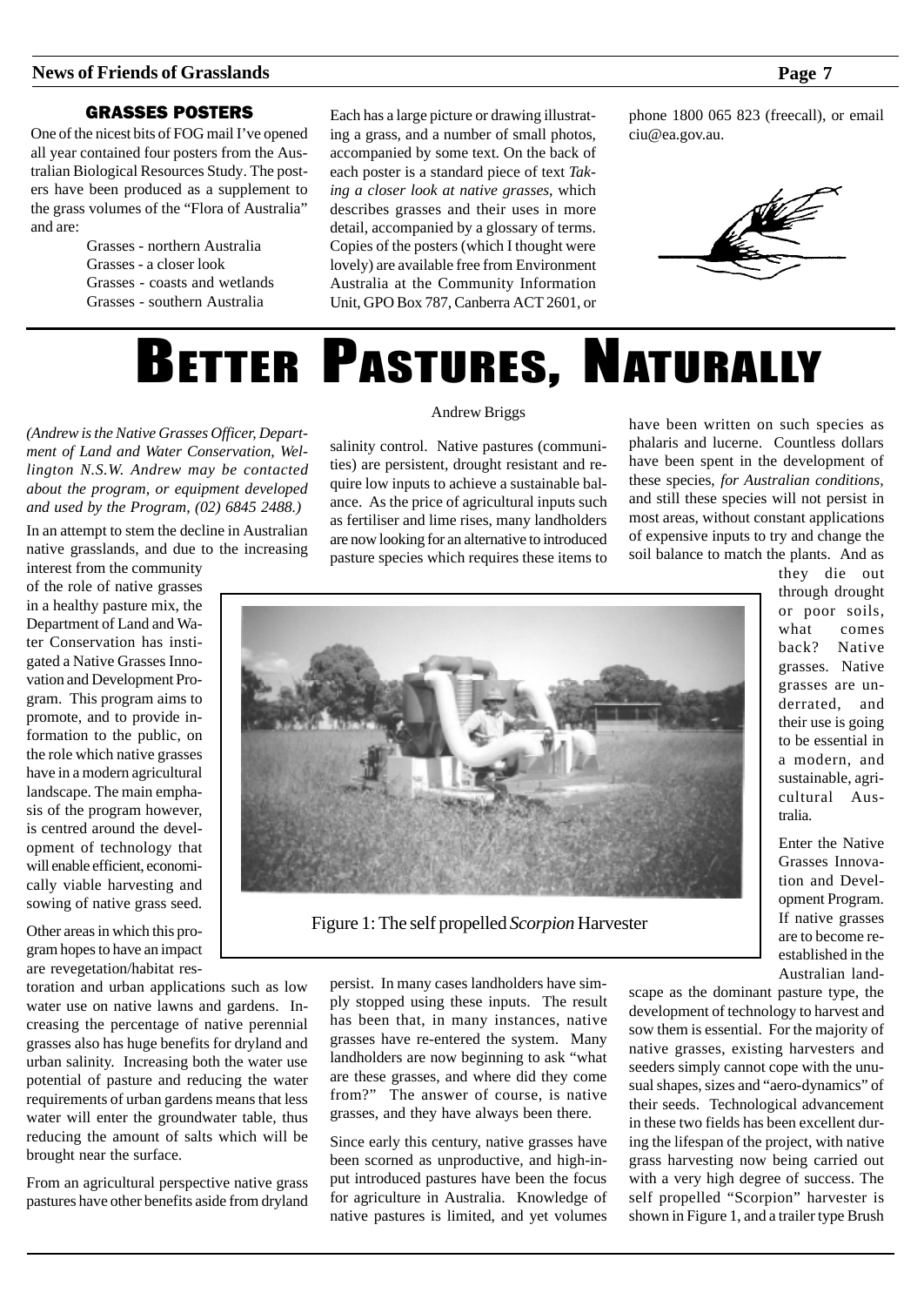## GRASSES POSTERS

One of the nicest bits of FOG mail I've opened all year contained four posters from the Australian Biological Resources Study. The posters have been produced as a supplement to the grass volumes of the "Flora of Australia" and are:

- Grasses - northern Australia
- Grasses - a closer look
- Grasses - coasts and wetlands
- Grasses - southern Australia

Each has a large picture or drawing illustrating a grass, and a number of small photos, accompanied by some text. On the back of each poster is a standard piece of text *Taking a closer look at native grasses*, which describes grasses and their uses in more detail, accompanied by a glossary of terms. Copies of the posters (which I thought were lovely) are available free from Environment Australia at the Community Information Unit, GPO Box 787, Canberra ACT 2601, or phone 1800 065 823 (freecall), or email ciu@ea.gov.au.

# BETTER PASTURES, NATURALLY

Andrew Briggs

*(Andrew is the Native Grasses Officer, Department of Land and Water Conservation, Wellington N.S.W. Andrew may be contacted about the program, or equipment developed and used by the Program, (02) 6845 2488.)*

In an attempt to stem the decline in Australian native grasslands, and due to the increasing interest from the community of the role of native grasses in a healthy pasture mix, the Department of Land and Water Conservation has instigated a Native Grasses Innovation and Development Program. This program aims to promote, and to provide information to the public, on the role which native grasses have in a modern agricultural landscape. The main emphasis of the program however, is centred around the development of technology that will enable efficient, economically viable harvesting and sowing of native grass seed.

Other areas in which this program hopes to have an impact are revegetation/habitat restoration and urban applications such as low water use on native lawns and gardens. Increasing the percentage of native perennial grasses also has huge benefits for dryland and urban salinity. Increasing both the water use potential of pasture and reducing the water requirements of urban gardens means that less water will enter the groundwater table, thus reducing the amount of salts which will be brought near the surface.

From an agricultural perspective native grass pastures have other benefits aside from dryland salinity control. Native pastures (communities) are persistent, drought resistant and require low inputs to achieve a sustainable balance. As the price of agricultural inputs such as fertiliser and lime rises, many landholders are now looking for an alternative to introduced pasture species which requires these items to persist. In many cases landholders have simply stopped using these inputs. The result has been that, in many instances, native grasses have re-entered the system. Many landholders are now beginning to ask "what are these grasses, and where did they come from?" The answer of course, is native grasses, and they have always been there.

Since early this century, native grasses have been scorned as unproductive, and high-input introduced pastures have been the focus for agriculture in Australia. Knowledge of native pastures is limited, and yet volumes have been written on such species as phalaris and lucerne. Countless dollars have been spent in the development of these species, *for Australian conditions*, and still these species will not persist in most areas, without constant applications of expensive inputs to try and change the soil balance to match the plants. And as they die out through drought or poor soils, what comes back? Native grasses. Native grasses are underrated, and their use is going to be essential in a modern, and sustainable, agricultural Australia.

Figure 1: The self propelled *Scorpion* Harvester

Enter the Native Grasses Innovation and Development Program. If native grasses are to become re-established in the Australian landscape as the dominant pasture type, the development of technology to harvest and sow them is essential. For the majority of native grasses, existing harvesters and seeders simply cannot cope with the unusual shapes, sizes and "aero-dynamics" of their seeds. Technological advancement in these two fields has been excellent during the lifespan of the project, with native grass harvesting now being carried out with a very high degree of success. The self propelled "Scorpion" harvester is shown in Figure 1, and a trailer type Brush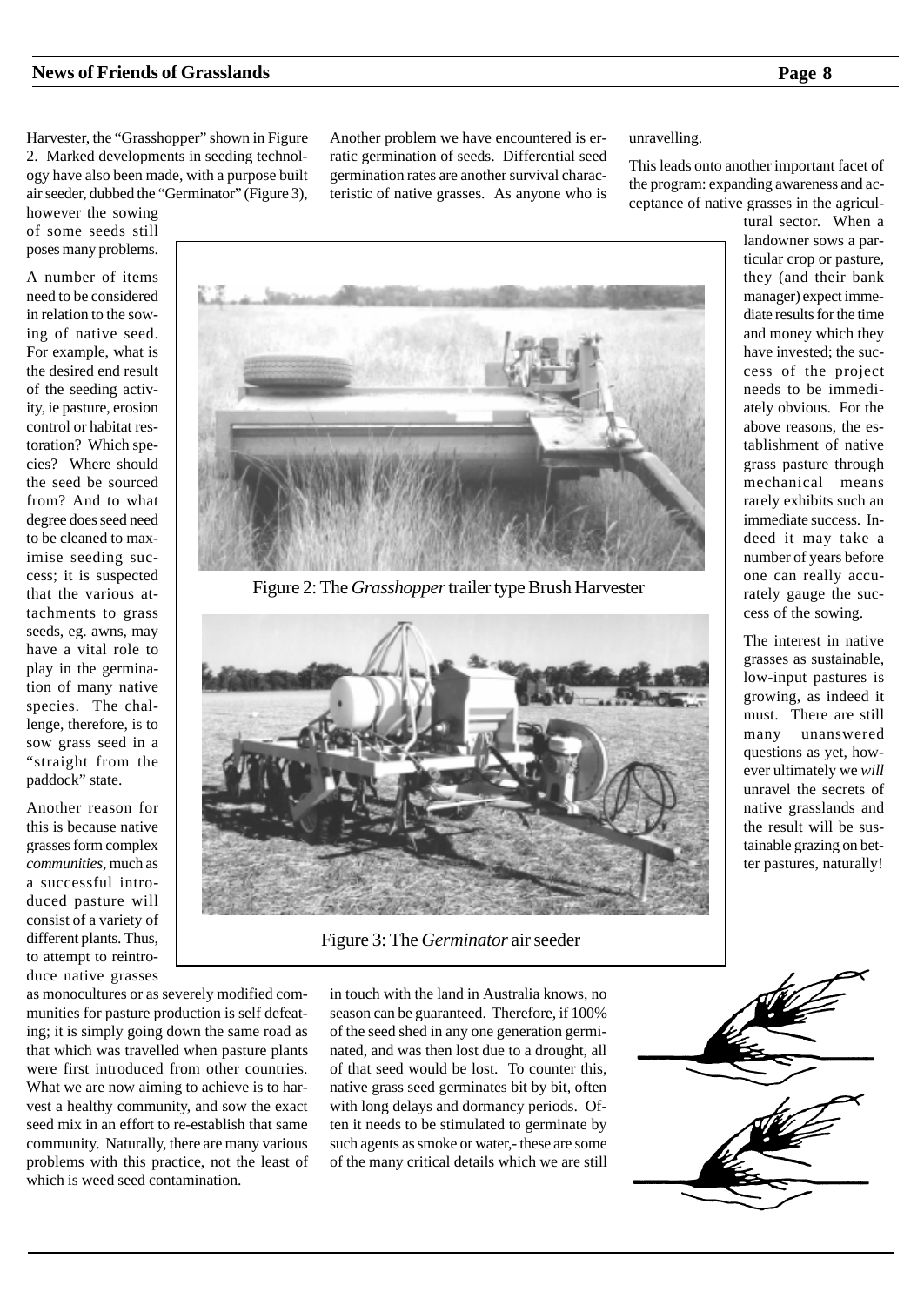Harvester, the "Grasshopper" shown in Figure 2. Marked developments in seeding technology have also been made, with a purpose built air seeder, dubbed the "Germinator" (Figure 3), however the sowing of some seeds still poses many problems.

A number of items need to be considered in relation to the sowing of native seed. For example, what is the desired end result of the seeding activity, ie pasture, erosion control or habitat restoration? Which species? Where should the seed be sourced from? And to what degree does seed need to be cleaned to maximise seeding success; it is suspected that the various attachments to grass seeds, eg. awns, may have a vital role to play in the germination of many native species. The challenge, therefore, is to sow grass seed in a "straight from the paddock" state.

Another reason for this is because native grasses form complex *communities*, much as a successful introduced pasture will consist of a variety of different plants. Thus, to attempt to reintroduce native grasses as monocultures or as severely modified communities for pasture production is self defeating; it is simply going down the same road as that which was travelled when pasture plants were first introduced from other countries. What we are now aiming to achieve is to harvest a healthy community, and sow the exact seed mix in an effort to re-establish that same community. Naturally, there are many various problems with this practice, not the least of which is weed seed contamination.

Figure 2: The *Grasshopper* trailer type Brush Harvester

Figure 3: The *Germinator* air seeder

Another problem we have encountered is erratic germination of seeds. Differential seed germination rates are another survival characteristic of native grasses. As anyone who is in touch with the land in Australia knows, no season can be guaranteed. Therefore, if 100% of the seed shed in any one generation germinated, and was then lost due to a drought, all of that seed would be lost. To counter this, native grass seed germinates bit by bit, often with long delays and dormancy periods. Often it needs to be stimulated to germinate by such agents as smoke or water,- these are some of the many critical details which we are still unravelling.

This leads onto another important facet of the program: expanding awareness and acceptance of native grasses in the agricultural sector. When a landowner sows a particular crop or pasture, they (and their bank manager) expect immediate results for the time and money which they have invested; the success of the project needs to be immediately obvious. For the above reasons, the establishment of native grass pasture through mechanical means rarely exhibits such an immediate success. Indeed it may take a number of years before one can really accurately gauge the success of the sowing.

The interest in native grasses as sustainable, low-input pastures is growing, as indeed it must. There are still many unanswered questions as yet, however ultimately we *will* unravel the secrets of native grasslands and the result will be sustainable grazing on better pastures, naturally!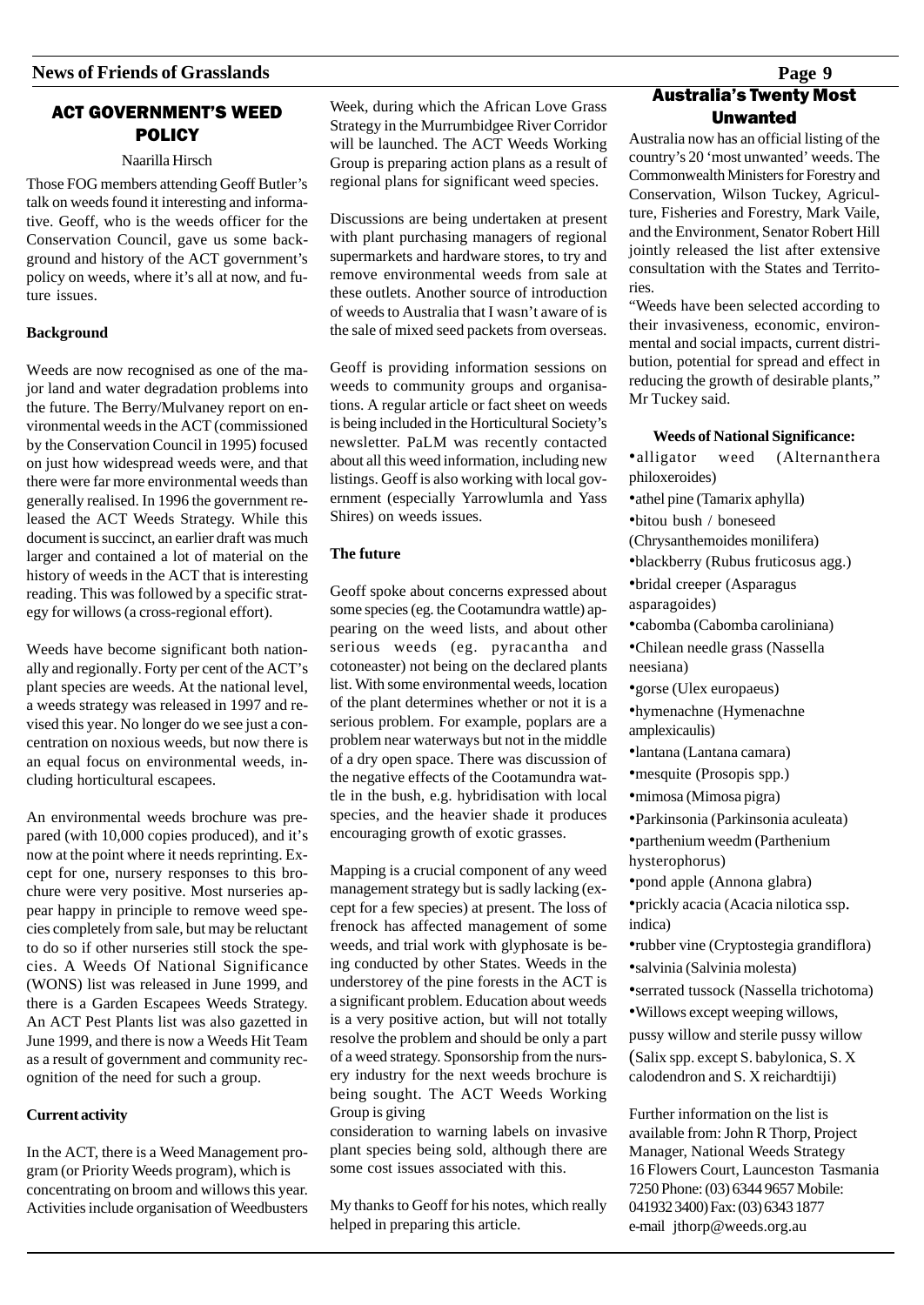## ACT GOVERNMENT'S WEED POLICY

Naarilla Hirsch

Those FOG members attending Geoff Butler's talk on weeds found it interesting and informative. Geoff, who is the weeds officer for the Conservation Council, gave us some background and history of the ACT government's policy on weeds, where it's all at now, and future issues.

**Background**

Weeds are now recognised as one of the major land and water degradation problems into the future. The Berry/Mulvaney report on environmental weeds in the ACT (commissioned by the Conservation Council in 1995) focused on just how widespread weeds were, and that there were far more environmental weeds than generally realised. In 1996 the government released the ACT Weeds Strategy. While this document is succinct, an earlier draft was much larger and contained a lot of material on the history of weeds in the ACT that is interesting reading. This was followed by a specific strategy for willows (a cross-regional effort).

Weeds have become significant both nationally and regionally. Forty per cent of the ACT's plant species are weeds. At the national level, a weeds strategy was released in 1997 and revised this year. No longer do we see just a concentration on noxious weeds, but now there is an equal focus on environmental weeds, including horticultural escapees.

An environmental weeds brochure was prepared (with 10,000 copies produced), and it's now at the point where it needs reprinting. Except for one, nursery responses to this brochure were very positive. Most nurseries appear happy in principle to remove weed species completely from sale, but may be reluctant to do so if other nurseries still stock the species. A Weeds Of National Significance (WONS) list was released in June 1999, and there is a Garden Escapees Weeds Strategy. An ACT Pest Plants list was also gazetted in June 1999, and there is now a Weeds Hit Team as a result of government and community recognition of the need for such a group.

**Current activity**

In the ACT, there is a Weed Management program (or Priority Weeds program), which is concentrating on broom and willows this year. Activities include organisation of Weedbusters Week, during which the African Love Grass Strategy in the Murrumbidgee River Corridor will be launched. The ACT Weeds Working Group is preparing action plans as a result of regional plans for significant weed species.

Discussions are being undertaken at present with plant purchasing managers of regional supermarkets and hardware stores, to try and remove environmental weeds from sale at these outlets. Another source of introduction of weeds to Australia that I wasn't aware of is the sale of mixed seed packets from overseas.

Geoff is providing information sessions on weeds to community groups and organisations. A regular article or fact sheet on weeds is being included in the Horticultural Society's newsletter. PaLM was recently contacted about all this weed information, including new listings. Geoff is also working with local government (especially Yarrowlumla and Yass Shires) on weeds issues.

**The future**

Geoff spoke about concerns expressed about some species (eg. the Cootamundra wattle) appearing on the weed lists, and about other serious weeds (eg. pyracantha and cotoneaster) not being on the declared plants list. With some environmental weeds, location of the plant determines whether or not it is a serious problem. For example, poplars are a problem near waterways but not in the middle of a dry open space. There was discussion of the negative effects of the Cootamundra wattle in the bush, e.g. hybridisation with local species, and the heavier shade it produces encouraging growth of exotic grasses.

Mapping is a crucial component of any weed management strategy but is sadly lacking (except for a few species) at present. The loss of frenock has affected management of some weeds, and trial work with glyphosate is being conducted by other States. Weeds in the understorey of the pine forests in the ACT is a significant problem. Education about weeds is a very positive action, but will not totally resolve the problem and should be only a part of a weed strategy. Sponsorship from the nursery industry for the next weeds brochure is being sought. The ACT Weeds Working Group is giving consideration to warning labels on invasive plant species being sold, although there are some cost issues associated with this.

My thanks to Geoff for his notes, which really helped in preparing this article.

## Australia's Twenty Most Unwanted

Australia now has an official listing of the country's 20 'most unwanted' weeds. The Commonwealth Ministers for Forestry and Conservation, Wilson Tuckey, Agriculture, Fisheries and Forestry, Mark Vaile, and the Environment, Senator Robert Hill jointly released the list after extensive consultation with the States and Territories.

"Weeds have been selected according to their invasiveness, economic, environmental and social impacts, current distribution, potential for spread and effect in reducing the growth of desirable plants," Mr Tuckey said.

**Weeds of National Significance:**

- alligator weed (Alternanthera philoxeroides)
- athel pine (Tamarix aphylla)
- bitou bush / boneseed (Chrysanthemoides monilifera)
- blackberry (Rubus fruticosus agg.)
- bridal creeper (Asparagus asparagoides)
- cabomba (Cabomba caroliniana)
- Chilean needle grass (Nassella neesiana)
- gorse (Ulex europaeus)
- hymenachne (Hymenachne amplexicaulis)
- lantana (Lantana camara)
- mesquite (Prosopis spp.)
- mimosa (Mimosa pigra)
- Parkinsonia (Parkinsonia aculeata)
- parthenium weedm (Parthenium hysterophorus)
- pond apple (Annona glabra)
- prickly acacia (Acacia nilotica ssp. indica)
- rubber vine (Cryptostegia grandiflora)
- salvinia (Salvinia molesta)
- serrated tussock (Nassella trichotoma)
- Willows except weeping willows, pussy willow and sterile pussy willow (Salix spp. except S. babylonica, S. X calodendron and S. X reichardtiji)

Further information on the list is available from: John R Thorp, Project Manager, National Weeds Strategy 16 Flowers Court, Launceston Tasmania 7250 Phone: (03) 6344 9657 Mobile: 041932 3400) Fax: (03) 6343 1877 e-mail jthorp@weeds.org.au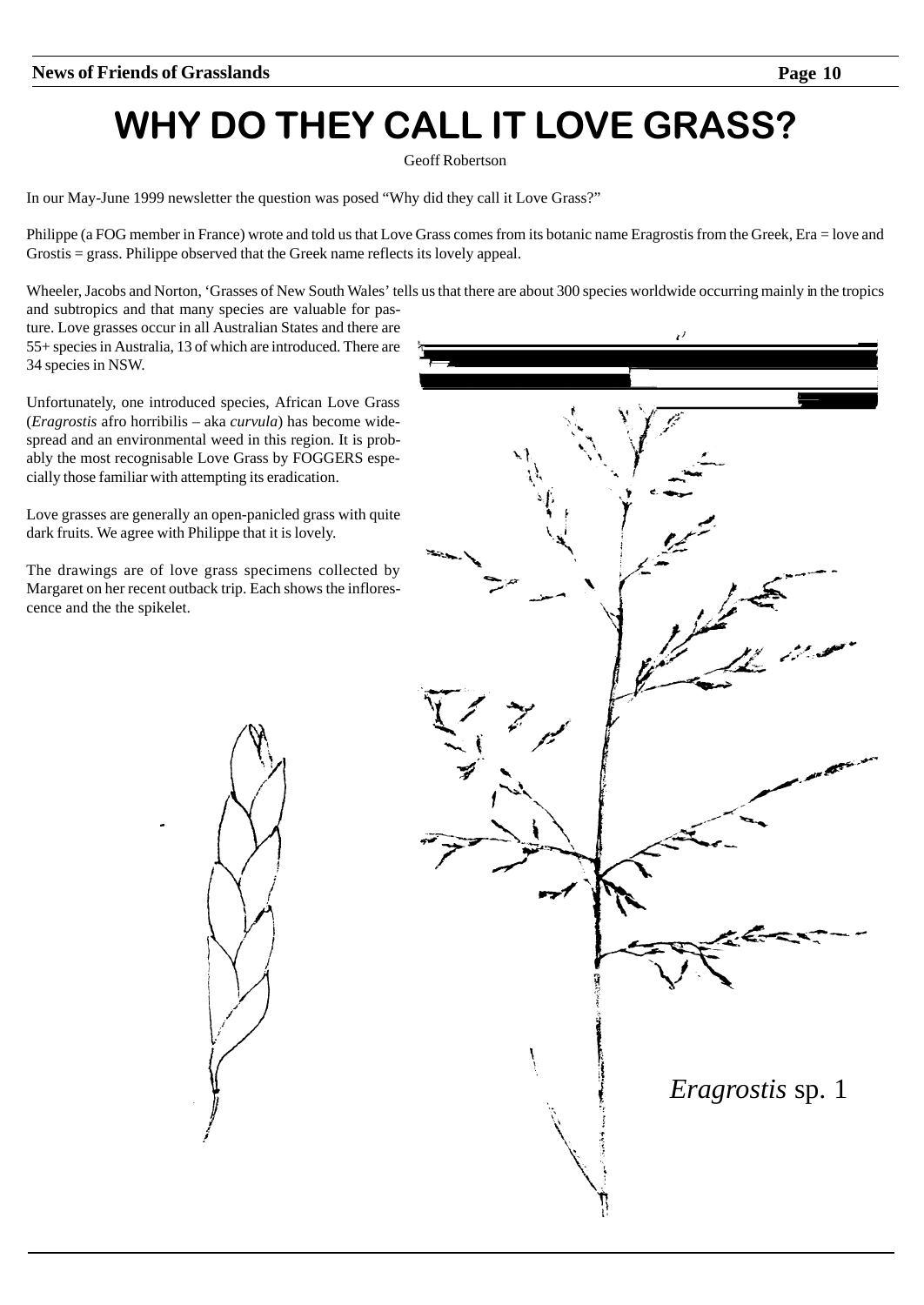# WHY DO THEY CALL IT LOVE GRASS?

Geoff Robertson

In our May-June 1999 newsletter the question was posed "Why did they call it Love Grass?"

Philippe (a FOG member in France) wrote and told us that Love Grass comes from its botanic name Eragrostis from the Greek, Era = love and Grostis = grass. Philippe observed that the Greek name reflects its lovely appeal.

Wheeler, Jacobs and Norton, 'Grasses of New South Wales' tells us that there are about 300 species worldwide occurring mainly in the tropics and subtropics and that many species are valuable for pasture. Love grasses occur in all Australian States and there are 55+ species in Australia, 13 of which are introduced. There are 34 species in NSW.

Unfortunately, one introduced species, African Love Grass (*Eragrostis* afro horribilis – aka *curvula*) has become widespread and an environmental weed in this region. It is probably the most recognisable Love Grass by FOGGERS especially those familiar with attempting its eradication.

Love grasses are generally an open-panicled grass with quite dark fruits. We agree with Philippe that it is lovely.

The drawings are of love grass specimens collected by Margaret on her recent outback trip. Each shows the inflorescence and the the spikelet.

*Eragrostis* sp. 1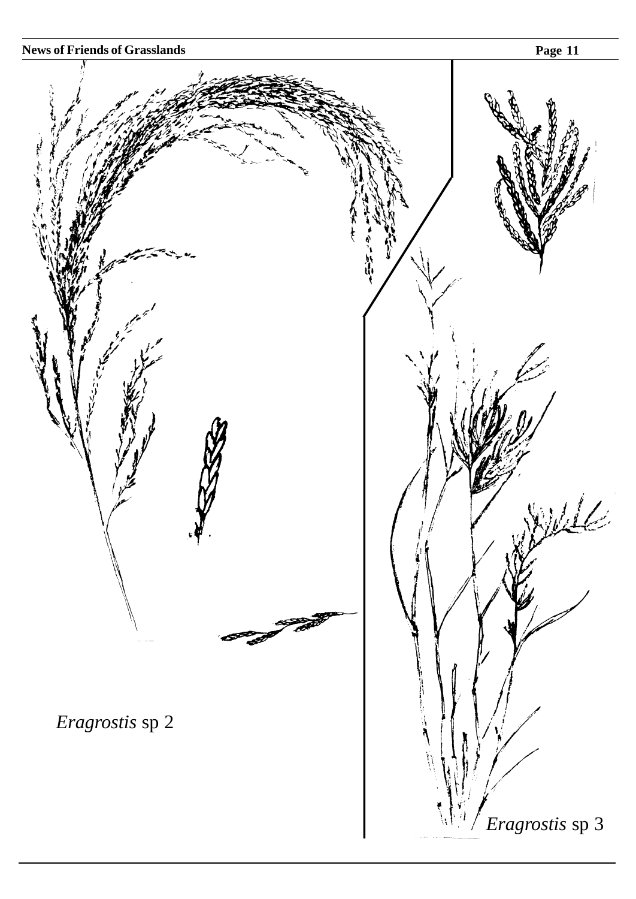*Eragrostis* sp 2

*Eragrostis* sp 3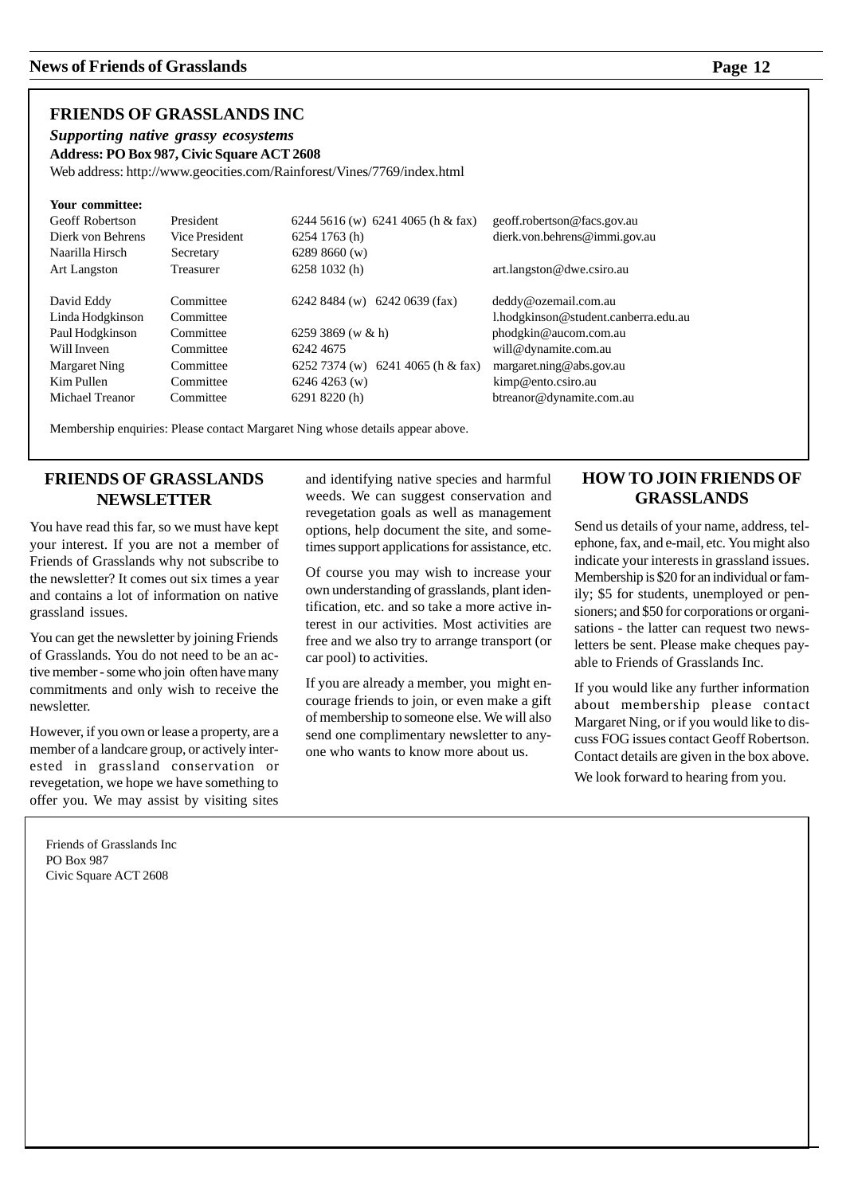## FRIENDS OF GRASSLANDS INC

***Supporting native grassy ecosystems***

**Address: PO Box 987, Civic Square ACT 2608**

Web address: http://www.geocities.com/Rainforest/Vines/7769/index.html

**Your committee:**

| | | | |
|---|---|---|---|
| Geoff Robertson | President | 6244 5616 (w) 6241 4065 (h & fax) | geoff.robertson@facs.gov.au |
| Dierk von Behrens | Vice President | 6254 1763 (h) | dierk.von.behrens@immi.gov.au |
| Naarilla Hirsch | Secretary | 6289 8660 (w) | |
| Art Langston | Treasurer | 6258 1032 (h) | art.langston@dwe.csiro.au |
| David Eddy | Committee | 6242 8484 (w) 6242 0639 (fax) | deddy@ozemail.com.au |
| Linda Hodgkinson | Committee | | l.hodgkinson@student.canberra.edu.au |
| Paul Hodgkinson | Committee | 6259 3869 (w & h) | phodgkin@aucom.com.au |
| Will Inveen | Committee | 6242 4675 | will@dynamite.com.au |
| Margaret Ning | Committee | 6252 7374 (w) 6241 4065 (h & fax) | margaret.ning@abs.gov.au |
| Kim Pullen | Committee | 6246 4263 (w) | kimp@ento.csiro.au |
| Michael Treanor | Committee | 6291 8220 (h) | btreanor@dynamite.com.au |

Membership enquiries: Please contact Margaret Ning whose details appear above.

## FRIENDS OF GRASSLANDS NEWSLETTER

You have read this far, so we must have kept your interest. If you are not a member of Friends of Grasslands why not subscribe to the newsletter? It comes out six times a year and contains a lot of information on native grassland issues.

You can get the newsletter by joining Friends of Grasslands. You do not need to be an active member - some who join often have many commitments and only wish to receive the newsletter.

However, if you own or lease a property, are a member of a landcare group, or actively interested in grassland conservation or revegetation, we hope we have something to offer you. We may assist by visiting sites and identifying native species and harmful weeds. We can suggest conservation and revegetation goals as well as management options, help document the site, and sometimes support applications for assistance, etc.

Of course you may wish to increase your own understanding of grasslands, plant identification, etc. and so take a more active interest in our activities. Most activities are free and we also try to arrange transport (or car pool) to activities.

If you are already a member, you might encourage friends to join, or even make a gift of membership to someone else. We will also send one complimentary newsletter to anyone who wants to know more about us.

## HOW TO JOIN FRIENDS OF GRASSLANDS

Send us details of your name, address, telephone, fax, and e-mail, etc. You might also indicate your interests in grassland issues. Membership is $20 for an individual or family; $5 for students, unemployed or pensioners; and $50 for corporations or organisations - the latter can request two newsletters be sent. Please make cheques payable to Friends of Grasslands Inc.

If you would like any further information about membership please contact Margaret Ning, or if you would like to discuss FOG issues contact Geoff Robertson. Contact details are given in the box above.

We look forward to hearing from you.

Friends of Grasslands Inc
PO Box 987
Civic Square ACT 2608